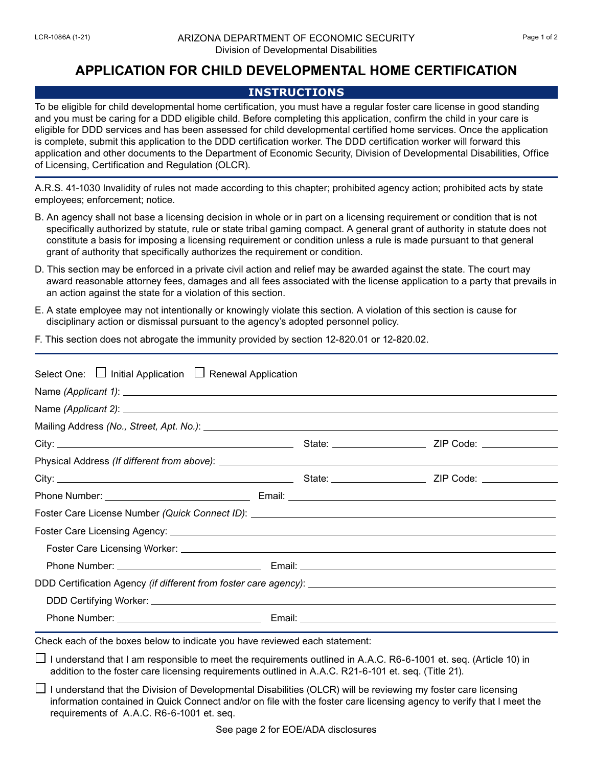LCR-1086A (1-21)

ARIZONA DEPARTMENT OF ECONOMIC SECURITY
Division of Developmental Disabilities

# APPLICATION FOR CHILD DEVELOPMENTAL HOME CERTIFICATION

## INSTRUCTIONS

To be eligible for child developmental home certification, you must have a regular foster care license in good standing and you must be caring for a DDD eligible child. Before completing this application, confirm the child in your care is eligible for DDD services and has been assessed for child developmental certified home services. Once the application is complete, submit this application to the DDD certification worker. The DDD certification worker will forward this application and other documents to the Department of Economic Security, Division of Developmental Disabilities, Office of Licensing, Certification and Regulation (OLCR).

A.R.S. 41-1030 Invalidity of rules not made according to this chapter; prohibited agency action; prohibited acts by state employees; enforcement; notice.

B. An agency shall not base a licensing decision in whole or in part on a licensing requirement or condition that is not specifically authorized by statute, rule or state tribal gaming compact. A general grant of authority in statute does not constitute a basis for imposing a licensing requirement or condition unless a rule is made pursuant to that general grant of authority that specifically authorizes the requirement or condition.

D. This section may be enforced in a private civil action and relief may be awarded against the state. The court may award reasonable attorney fees, damages and all fees associated with the license application to a party that prevails in an action against the state for a violation of this section.

E. A state employee may not intentionally or knowingly violate this section. A violation of this section is cause for disciplinary action or dismissal pursuant to the agency's adopted personnel policy.

F. This section does not abrogate the immunity provided by section 12-820.01 or 12-820.02.

---

Select One: ☐ Initial Application ☐ Renewal Application

Name *(Applicant 1)*: ______________________

Name *(Applicant 2)*: ______________________

Mailing Address *(No., Street, Apt. No.)*: ______________________

City: ______________________ State: __________ ZIP Code: __________

Physical Address *(If different from above)*: ______________________

City: ______________________ State: __________ ZIP Code: __________

Phone Number: ______________ Email: ______________________

Foster Care License Number *(Quick Connect ID)*: ______________________

Foster Care Licensing Agency: ______________________

Foster Care Licensing Worker: ______________________

Phone Number: ______________ Email: ______________________

DDD Certification Agency *(if different from foster care agency)*: ______________________

DDD Certifying Worker: ______________________

Phone Number: ______________ Email: ______________________

Check each of the boxes below to indicate you have reviewed each statement:

☐ I understand that I am responsible to meet the requirements outlined in A.A.C. R6-6-1001 et. seq. (Article 10) in addition to the foster care licensing requirements outlined in A.A.C. R21-6-101 et. seq. (Title 21).

☐ I understand that the Division of Developmental Disabilities (OLCR) will be reviewing my foster care licensing information contained in Quick Connect and/or on file with the foster care licensing agency to verify that I meet the requirements of A.A.C. R6-6-1001 et. seq.

See page 2 for EOE/ADA disclosures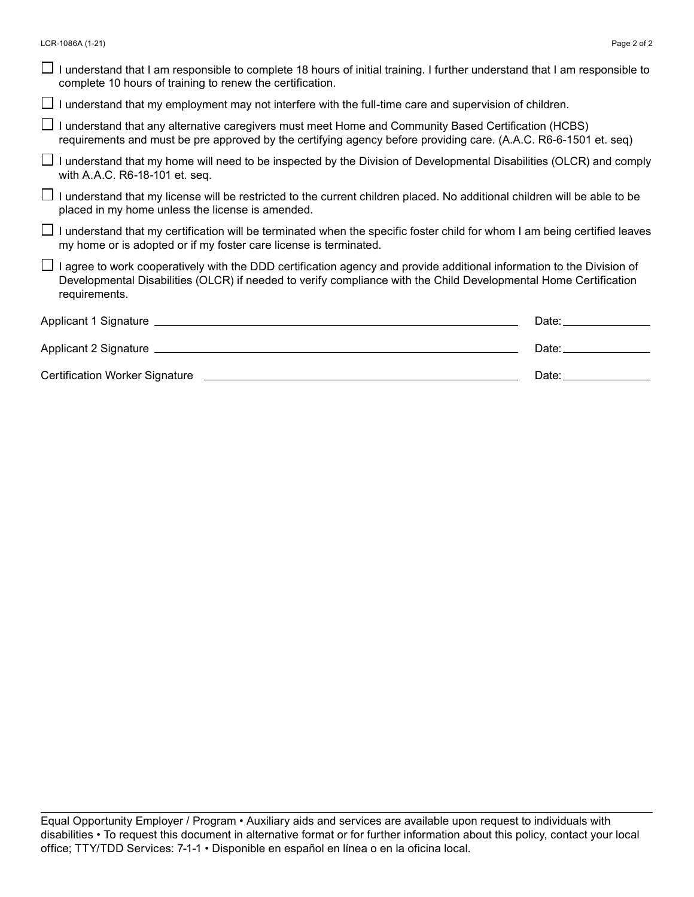- ☐ I understand that I am responsible to complete 18 hours of initial training. I further understand that I am responsible to complete 10 hours of training to renew the certification.
- ☐ I understand that my employment may not interfere with the full-time care and supervision of children.
- ☐ I understand that any alternative caregivers must meet Home and Community Based Certification (HCBS) requirements and must be pre approved by the certifying agency before providing care. (A.A.C. R6-6-1501 et. seq)
- ☐ I understand that my home will need to be inspected by the Division of Developmental Disabilities (OLCR) and comply with A.A.C. R6-18-101 et. seq.
- ☐ I understand that my license will be restricted to the current children placed. No additional children will be able to be placed in my home unless the license is amended.
- ☐ I understand that my certification will be terminated when the specific foster child for whom I am being certified leaves my home or is adopted or if my foster care license is terminated.
- ☐ I agree to work cooperatively with the DDD certification agency and provide additional information to the Division of Developmental Disabilities (OLCR) if needed to verify compliance with the Child Developmental Home Certification requirements.

Applicant 1 Signature ______________________________ Date: __________

Applicant 2 Signature ______________________________ Date: __________

Certification Worker Signature ______________________________ Date: __________

Equal Opportunity Employer / Program • Auxiliary aids and services are available upon request to individuals with disabilities • To request this document in alternative format or for further information about this policy, contact your local office; TTY/TDD Services: 7-1-1 • Disponible en español en línea o en la oficina local.